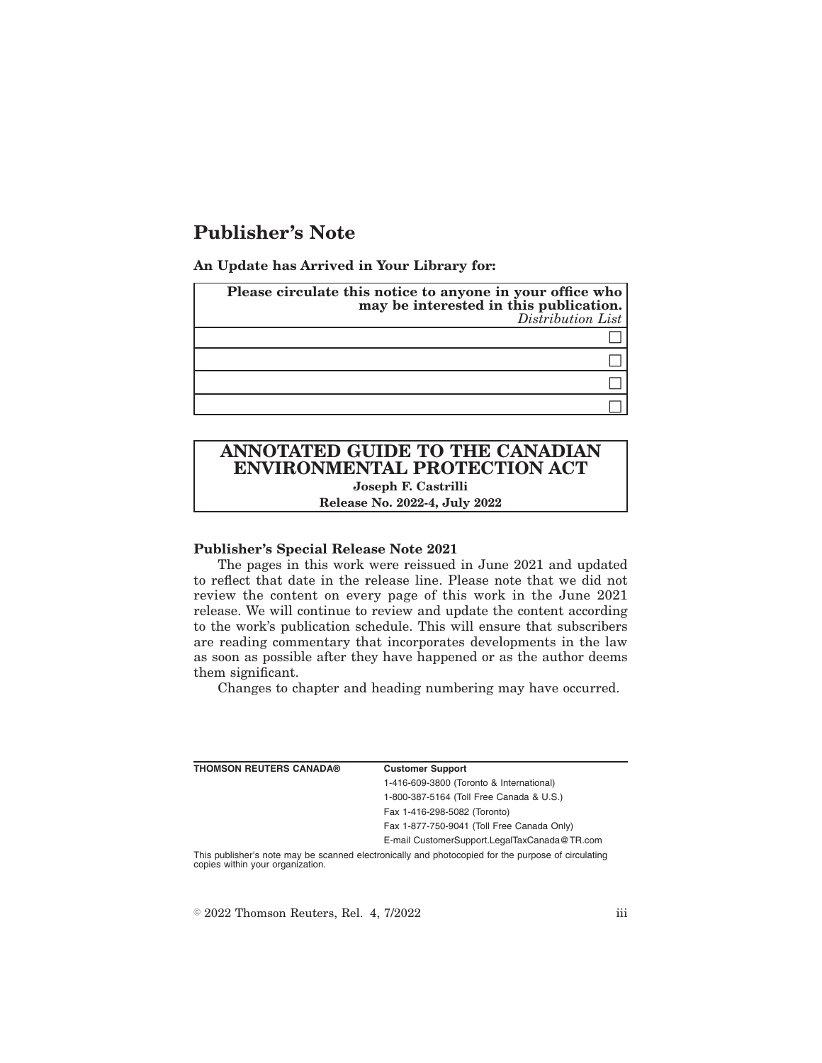# Publisher's Note

**An Update has Arrived in Your Library for:**

| **Please circulate this notice to anyone in your office who may be interested in this publication.** *Distribution List* |
|---|
| ☐ |
| ☐ |
| ☐ |
| ☐ |

## ANNOTATED GUIDE TO THE CANADIAN ENVIRONMENTAL PROTECTION ACT

**Joseph F. Castrilli**

**Release No. 2022-4, July 2022**

**Publisher's Special Release Note 2021**

The pages in this work were reissued in June 2021 and updated to reflect that date in the release line. Please note that we did not review the content on every page of this work in the June 2021 release. We will continue to review and update the content according to the work's publication schedule. This will ensure that subscribers are reading commentary that incorporates developments in the law as soon as possible after they have happened or as the author deems them significant.

Changes to chapter and heading numbering may have occurred.

| **THOMSON REUTERS CANADA®** | **Customer Support** |
|---|---|
| | 1-416-609-3800 (Toronto & International) |
| | 1-800-387-5164 (Toll Free Canada & U.S.) |
| | Fax 1-416-298-5082 (Toronto) |
| | Fax 1-877-750-9041 (Toll Free Canada Only) |
| | E-mail CustomerSupport.LegalTaxCanada@TR.com |

This publisher's note may be scanned electronically and photocopied for the purpose of circulating copies within your organization.

© 2022 Thomson Reuters, Rel. 4, 7/2022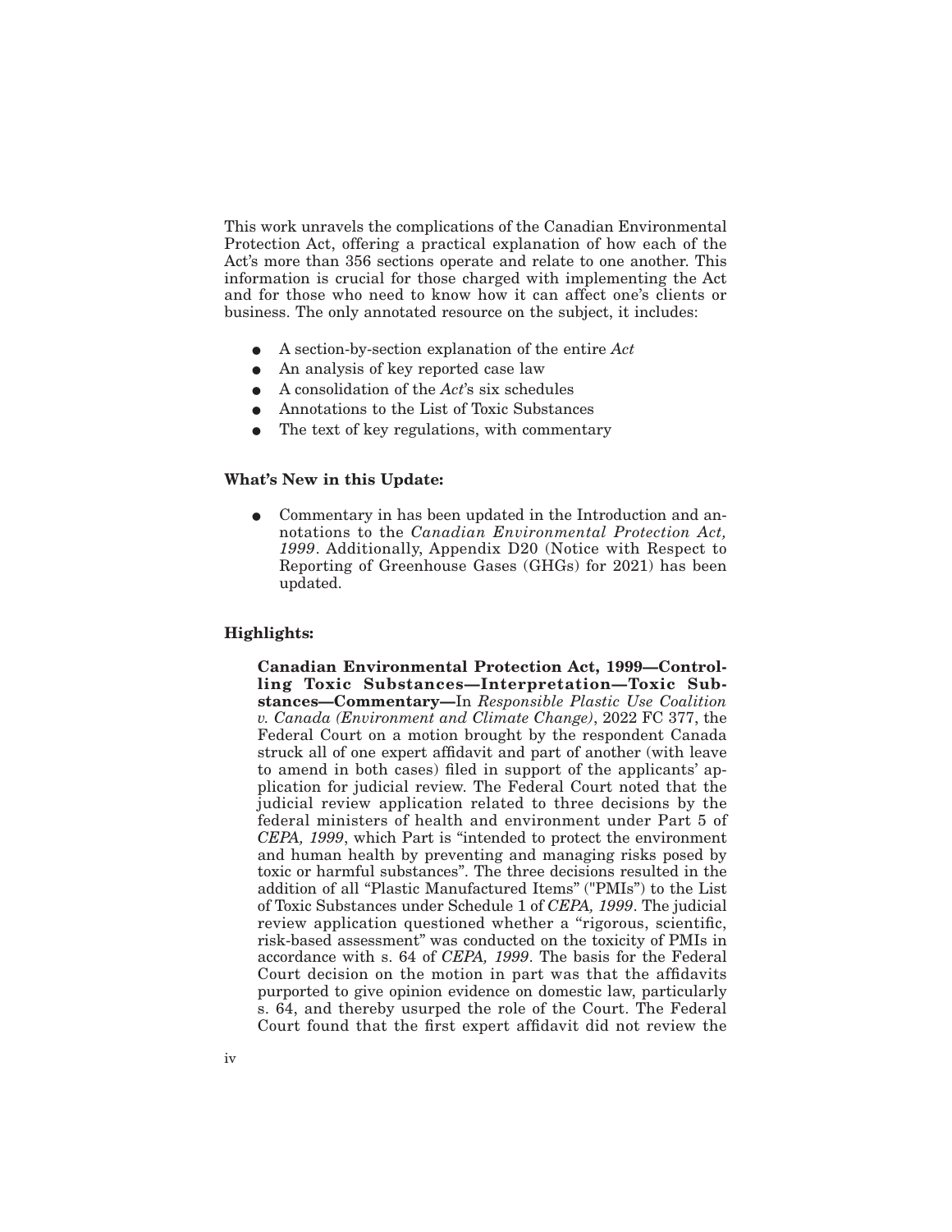This work unravels the complications of the Canadian Environmental Protection Act, offering a practical explanation of how each of the Act's more than 356 sections operate and relate to one another. This information is crucial for those charged with implementing the Act and for those who need to know how it can affect one's clients or business. The only annotated resource on the subject, it includes:

- A section-by-section explanation of the entire *Act*
- An analysis of key reported case law
- A consolidation of the *Act*'s six schedules
- Annotations to the List of Toxic Substances
- The text of key regulations, with commentary

**What's New in this Update:**

- Commentary in has been updated in the Introduction and annotations to the *Canadian Environmental Protection Act, 1999*. Additionally, Appendix D20 (Notice with Respect to Reporting of Greenhouse Gases (GHGs) for 2021) has been updated.

**Highlights:**

**Canadian Environmental Protection Act, 1999—Controlling Toxic Substances—Interpretation—Toxic Substances—Commentary—**In *Responsible Plastic Use Coalition v. Canada (Environment and Climate Change)*, 2022 FC 377, the Federal Court on a motion brought by the respondent Canada struck all of one expert affidavit and part of another (with leave to amend in both cases) filed in support of the applicants' application for judicial review. The Federal Court noted that the judicial review application related to three decisions by the federal ministers of health and environment under Part 5 of *CEPA, 1999*, which Part is "intended to protect the environment and human health by preventing and managing risks posed by toxic or harmful substances". The three decisions resulted in the addition of all "Plastic Manufactured Items" ("PMIs") to the List of Toxic Substances under Schedule 1 of *CEPA, 1999*. The judicial review application questioned whether a "rigorous, scientific, risk-based assessment" was conducted on the toxicity of PMIs in accordance with s. 64 of *CEPA, 1999*. The basis for the Federal Court decision on the motion in part was that the affidavits purported to give opinion evidence on domestic law, particularly s. 64, and thereby usurped the role of the Court. The Federal Court found that the first expert affidavit did not review the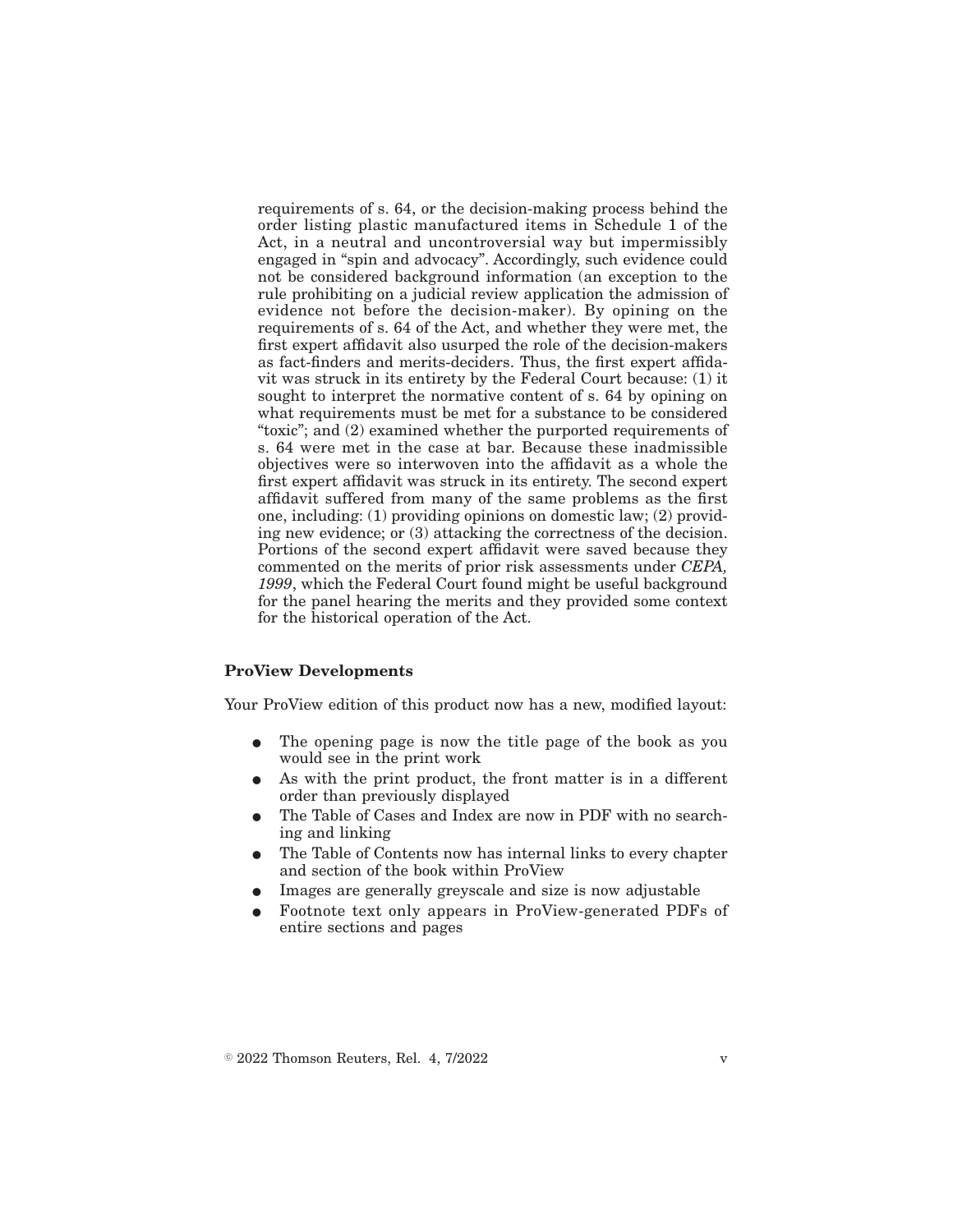requirements of s. 64, or the decision-making process behind the order listing plastic manufactured items in Schedule 1 of the Act, in a neutral and uncontroversial way but impermissibly engaged in "spin and advocacy". Accordingly, such evidence could not be considered background information (an exception to the rule prohibiting on a judicial review application the admission of evidence not before the decision-maker). By opining on the requirements of s. 64 of the Act, and whether they were met, the first expert affidavit also usurped the role of the decision-makers as fact-finders and merits-deciders. Thus, the first expert affidavit was struck in its entirety by the Federal Court because: (1) it sought to interpret the normative content of s. 64 by opining on what requirements must be met for a substance to be considered "toxic"; and (2) examined whether the purported requirements of s. 64 were met in the case at bar. Because these inadmissible objectives were so interwoven into the affidavit as a whole the first expert affidavit was struck in its entirety. The second expert affidavit suffered from many of the same problems as the first one, including: (1) providing opinions on domestic law; (2) providing new evidence; or (3) attacking the correctness of the decision. Portions of the second expert affidavit were saved because they commented on the merits of prior risk assessments under *CEPA, 1999*, which the Federal Court found might be useful background for the panel hearing the merits and they provided some context for the historical operation of the Act.

**ProView Developments**

Your ProView edition of this product now has a new, modified layout:

- The opening page is now the title page of the book as you would see in the print work
- As with the print product, the front matter is in a different order than previously displayed
- The Table of Cases and Index are now in PDF with no searching and linking
- The Table of Contents now has internal links to every chapter and section of the book within ProView
- Images are generally greyscale and size is now adjustable
- Footnote text only appears in ProView-generated PDFs of entire sections and pages